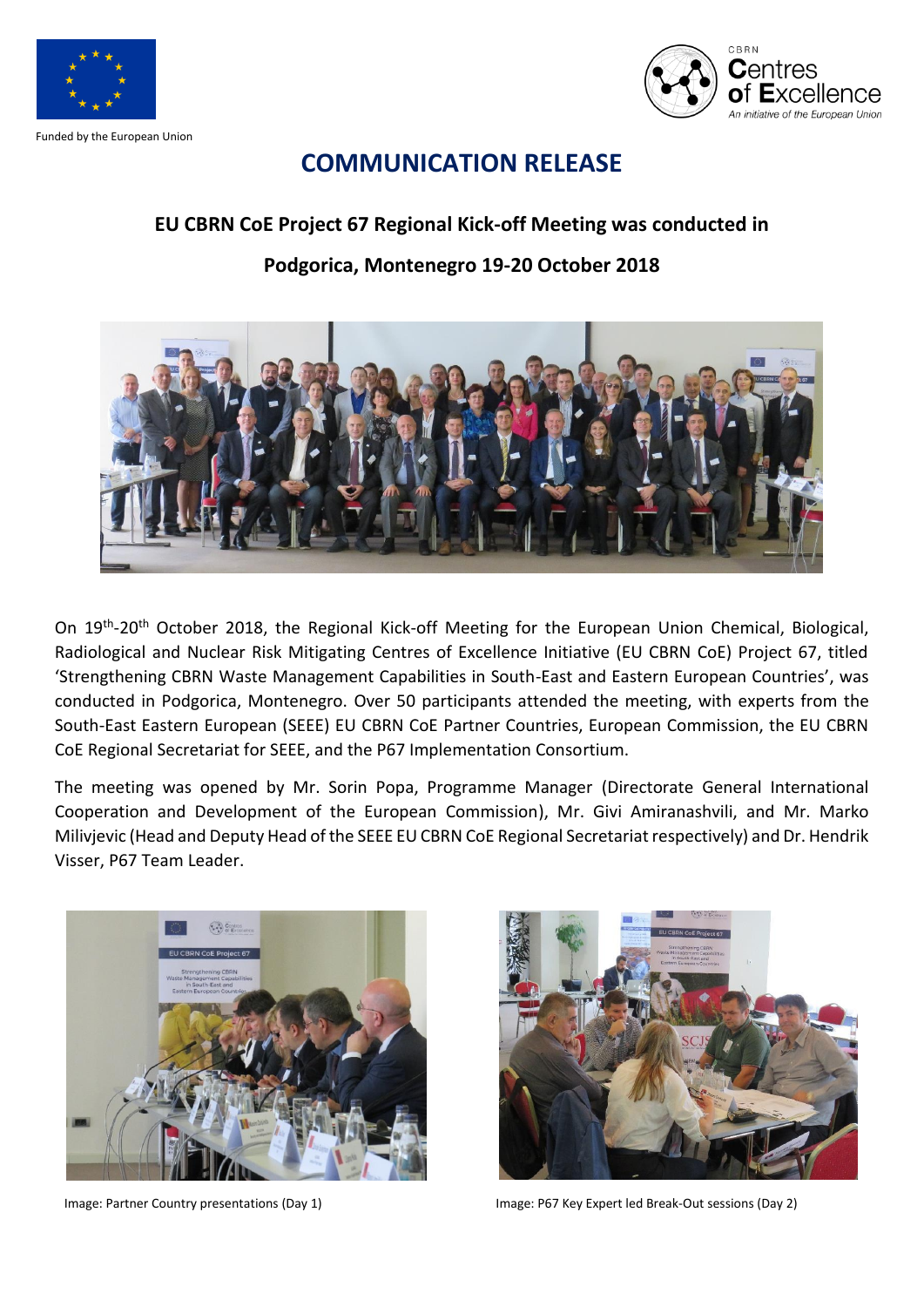Funded by the European Union

CBRN Centres of Excellence
*An initiative of the European Union*

# COMMUNICATION RELEASE

## EU CBRN CoE Project 67 Regional Kick-off Meeting was conducted in Podgorica, Montenegro 19-20 October 2018

On 19th-20th October 2018, the Regional Kick-off Meeting for the European Union Chemical, Biological, Radiological and Nuclear Risk Mitigating Centres of Excellence Initiative (EU CBRN CoE) Project 67, titled 'Strengthening CBRN Waste Management Capabilities in South-East and Eastern European Countries', was conducted in Podgorica, Montenegro. Over 50 participants attended the meeting, with experts from the South-East Eastern European (SEEE) EU CBRN CoE Partner Countries, European Commission, the EU CBRN CoE Regional Secretariat for SEEE, and the P67 Implementation Consortium.

The meeting was opened by Mr. Sorin Popa, Programme Manager (Directorate General International Cooperation and Development of the European Commission), Mr. Givi Amiranashvili, and Mr. Marko Milivjevic (Head and Deputy Head of the SEEE EU CBRN CoE Regional Secretariat respectively) and Dr. Hendrik Visser, P67 Team Leader.

Image: Partner Country presentations (Day 1)

Image: P67 Key Expert led Break-Out sessions (Day 2)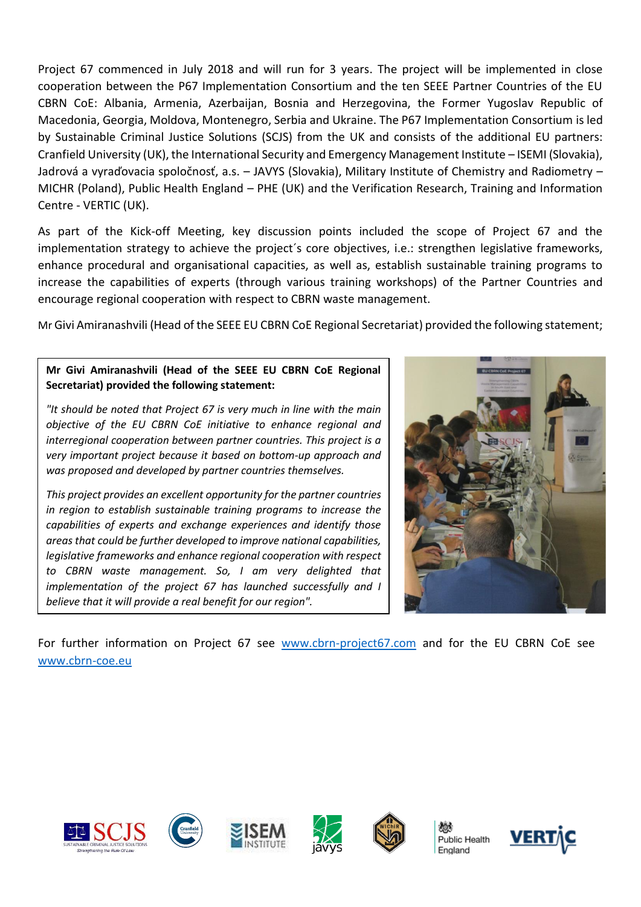Project 67 commenced in July 2018 and will run for 3 years. The project will be implemented in close cooperation between the P67 Implementation Consortium and the ten SEEE Partner Countries of the EU CBRN CoE: Albania, Armenia, Azerbaijan, Bosnia and Herzegovina, the Former Yugoslav Republic of Macedonia, Georgia, Moldova, Montenegro, Serbia and Ukraine. The P67 Implementation Consortium is led by Sustainable Criminal Justice Solutions (SCJS) from the UK and consists of the additional EU partners: Cranfield University (UK), the International Security and Emergency Management Institute – ISEMI (Slovakia), Jadrová a vyraďovacia spoločnosť, a.s. – JAVYS (Slovakia), Military Institute of Chemistry and Radiometry – MICHR (Poland), Public Health England – PHE (UK) and the Verification Research, Training and Information Centre - VERTIC (UK).

As part of the Kick-off Meeting, key discussion points included the scope of Project 67 and the implementation strategy to achieve the project´s core objectives, i.e.: strengthen legislative frameworks, enhance procedural and organisational capacities, as well as, establish sustainable training programs to increase the capabilities of experts (through various training workshops) of the Partner Countries and encourage regional cooperation with respect to CBRN waste management.

Mr Givi Amiranashvili (Head of the SEEE EU CBRN CoE Regional Secretariat) provided the following statement;

**Mr Givi Amiranashvili (Head of the SEEE EU CBRN CoE Regional Secretariat) provided the following statement:**

*"It should be noted that Project 67 is very much in line with the main objective of the EU CBRN CoE initiative to enhance regional and interregional cooperation between partner countries. This project is a very important project because it based on bottom-up approach and was proposed and developed by partner countries themselves.*

*This project provides an excellent opportunity for the partner countries in region to establish sustainable training programs to increase the capabilities of experts and exchange experiences and identify those areas that could be further developed to improve national capabilities, legislative frameworks and enhance regional cooperation with respect to CBRN waste management. So, I am very delighted that implementation of the project 67 has launched successfully and I believe that it will provide a real benefit for our region".*

For further information on Project 67 see www.cbrn-project67.com and for the EU CBRN CoE see www.cbrn-coe.eu